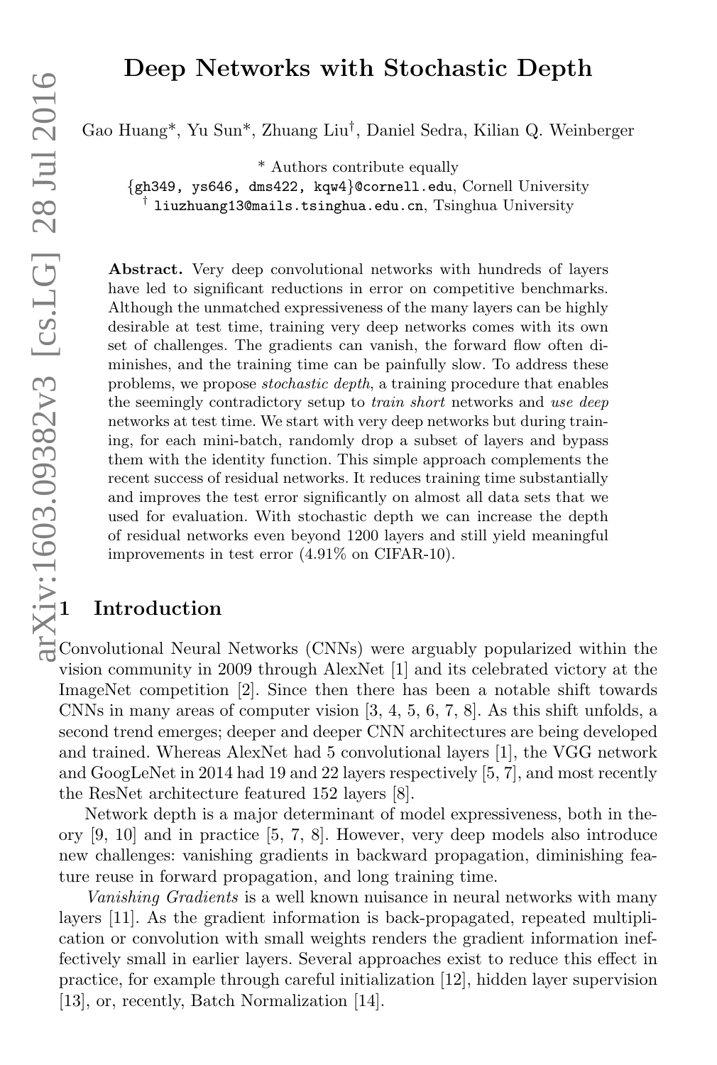# Deep Networks with Stochastic Depth

Gao Huang*, Yu Sun*, Zhuang Liu[†], Daniel Sedra, Kilian Q. Weinberger

\* Authors contribute equally

{gh349, ys646, dms422, kqw4}@cornell.edu, Cornell University

[†] liuzhuang13@mails.tsinghua.edu.cn, Tsinghua University

**Abstract.** Very deep convolutional networks with hundreds of layers have led to significant reductions in error on competitive benchmarks. Although the unmatched expressiveness of the many layers can be highly desirable at test time, training very deep networks comes with its own set of challenges. The gradients can vanish, the forward flow often diminishes, and the training time can be painfully slow. To address these problems, we propose *stochastic depth*, a training procedure that enables the seemingly contradictory setup to *train short* networks and *use deep* networks at test time. We start with very deep networks but during training, for each mini-batch, randomly drop a subset of layers and bypass them with the identity function. This simple approach complements the recent success of residual networks. It reduces training time substantially and improves the test error significantly on almost all data sets that we used for evaluation. With stochastic depth we can increase the depth of residual networks even beyond 1200 layers and still yield meaningful improvements in test error (4.91% on CIFAR-10).

## 1 Introduction

Convolutional Neural Networks (CNNs) were arguably popularized within the vision community in 2009 through AlexNet [1] and its celebrated victory at the ImageNet competition [2]. Since then there has been a notable shift towards CNNs in many areas of computer vision [3, 4, 5, 6, 7, 8]. As this shift unfolds, a second trend emerges; deeper and deeper CNN architectures are being developed and trained. Whereas AlexNet had 5 convolutional layers [1], the VGG network and GoogLeNet in 2014 had 19 and 22 layers respectively [5, 7], and most recently the ResNet architecture featured 152 layers [8].

Network depth is a major determinant of model expressiveness, both in theory [9, 10] and in practice [5, 7, 8]. However, very deep models also introduce new challenges: vanishing gradients in backward propagation, diminishing feature reuse in forward propagation, and long training time.

*Vanishing Gradients* is a well known nuisance in neural networks with many layers [11]. As the gradient information is back-propagated, repeated multiplication or convolution with small weights renders the gradient information ineffectively small in earlier layers. Several approaches exist to reduce this effect in practice, for example through careful initialization [12], hidden layer supervision [13], or, recently, Batch Normalization [14].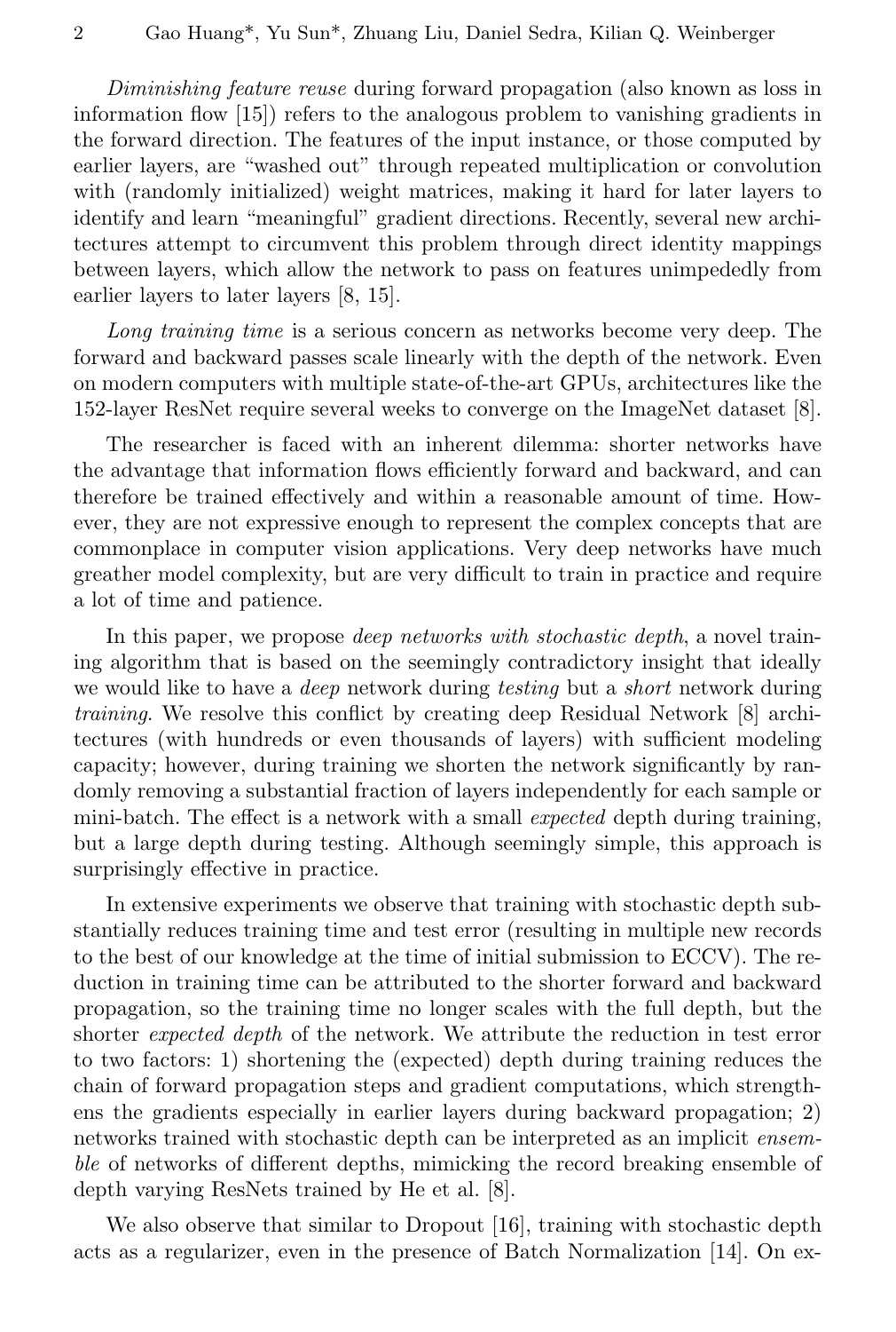*Diminishing feature reuse* during forward propagation (also known as loss in information flow [15]) refers to the analogous problem to vanishing gradients in the forward direction. The features of the input instance, or those computed by earlier layers, are "washed out" through repeated multiplication or convolution with (randomly initialized) weight matrices, making it hard for later layers to identify and learn "meaningful" gradient directions. Recently, several new architectures attempt to circumvent this problem through direct identity mappings between layers, which allow the network to pass on features unimpededly from earlier layers to later layers [8, 15].

*Long training time* is a serious concern as networks become very deep. The forward and backward passes scale linearly with the depth of the network. Even on modern computers with multiple state-of-the-art GPUs, architectures like the 152-layer ResNet require several weeks to converge on the ImageNet dataset [8].

The researcher is faced with an inherent dilemma: shorter networks have the advantage that information flows efficiently forward and backward, and can therefore be trained effectively and within a reasonable amount of time. However, they are not expressive enough to represent the complex concepts that are commonplace in computer vision applications. Very deep networks have much greather model complexity, but are very difficult to train in practice and require a lot of time and patience.

In this paper, we propose *deep networks with stochastic depth*, a novel training algorithm that is based on the seemingly contradictory insight that ideally we would like to have a *deep* network during *testing* but a *short* network during *training*. We resolve this conflict by creating deep Residual Network [8] architectures (with hundreds or even thousands of layers) with sufficient modeling capacity; however, during training we shorten the network significantly by randomly removing a substantial fraction of layers independently for each sample or mini-batch. The effect is a network with a small *expected* depth during training, but a large depth during testing. Although seemingly simple, this approach is surprisingly effective in practice.

In extensive experiments we observe that training with stochastic depth substantially reduces training time and test error (resulting in multiple new records to the best of our knowledge at the time of initial submission to ECCV). The reduction in training time can be attributed to the shorter forward and backward propagation, so the training time no longer scales with the full depth, but the shorter *expected depth* of the network. We attribute the reduction in test error to two factors: 1) shortening the (expected) depth during training reduces the chain of forward propagation steps and gradient computations, which strengthens the gradients especially in earlier layers during backward propagation; 2) networks trained with stochastic depth can be interpreted as an implicit *ensemble* of networks of different depths, mimicking the record breaking ensemble of depth varying ResNets trained by He et al. [8].

We also observe that similar to Dropout [16], training with stochastic depth acts as a regularizer, even in the presence of Batch Normalization [14]. On ex-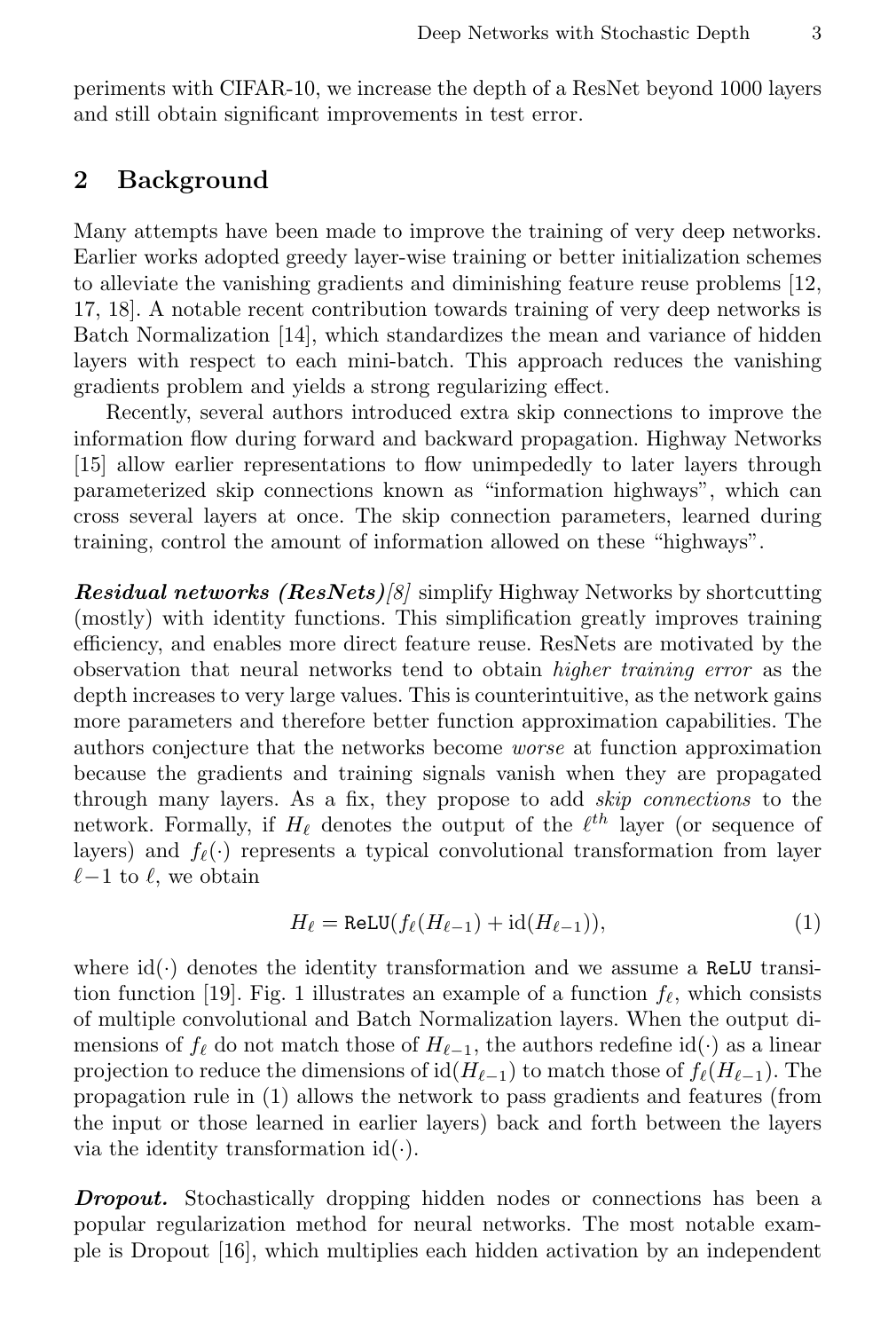periments with CIFAR-10, we increase the depth of a ResNet beyond 1000 layers and still obtain significant improvements in test error.

## 2 Background

Many attempts have been made to improve the training of very deep networks. Earlier works adopted greedy layer-wise training or better initialization schemes to alleviate the vanishing gradients and diminishing feature reuse problems [12, 17, 18]. A notable recent contribution towards training of very deep networks is Batch Normalization [14], which standardizes the mean and variance of hidden layers with respect to each mini-batch. This approach reduces the vanishing gradients problem and yields a strong regularizing effect.

Recently, several authors introduced extra skip connections to improve the information flow during forward and backward propagation. Highway Networks [15] allow earlier representations to flow unimpededly to later layers through parameterized skip connections known as "information highways", which can cross several layers at once. The skip connection parameters, learned during training, control the amount of information allowed on these "highways".

***Residual networks (ResNets)****[8]* simplify Highway Networks by shortcutting (mostly) with identity functions. This simplification greatly improves training efficiency, and enables more direct feature reuse. ResNets are motivated by the observation that neural networks tend to obtain *higher training error* as the depth increases to very large values. This is counterintuitive, as the network gains more parameters and therefore better function approximation capabilities. The authors conjecture that the networks become *worse* at function approximation because the gradients and training signals vanish when they are propagated through many layers. As a fix, they propose to add *skip connections* to the network. Formally, if $H_\ell$ denotes the output of the $\ell^{th}$ layer (or sequence of layers) and $f_\ell(\cdot)$ represents a typical convolutional transformation from layer $\ell-1$ to $\ell$, we obtain

$$H_\ell = \texttt{ReLU}(f_\ell(H_{\ell-1}) + \text{id}(H_{\ell-1})), \tag{1}$$

where $\text{id}(\cdot)$ denotes the identity transformation and we assume a `ReLU` transition function [19]. Fig. 1 illustrates an example of a function $f_\ell$, which consists of multiple convolutional and Batch Normalization layers. When the output dimensions of $f_\ell$ do not match those of $H_{\ell-1}$, the authors redefine $\text{id}(\cdot)$ as a linear projection to reduce the dimensions of $\text{id}(H_{\ell-1})$ to match those of $f_\ell(H_{\ell-1})$. The propagation rule in (1) allows the network to pass gradients and features (from the input or those learned in earlier layers) back and forth between the layers via the identity transformation $\text{id}(\cdot)$.

***Dropout.*** Stochastically dropping hidden nodes or connections has been a popular regularization method for neural networks. The most notable example is Dropout [16], which multiplies each hidden activation by an independent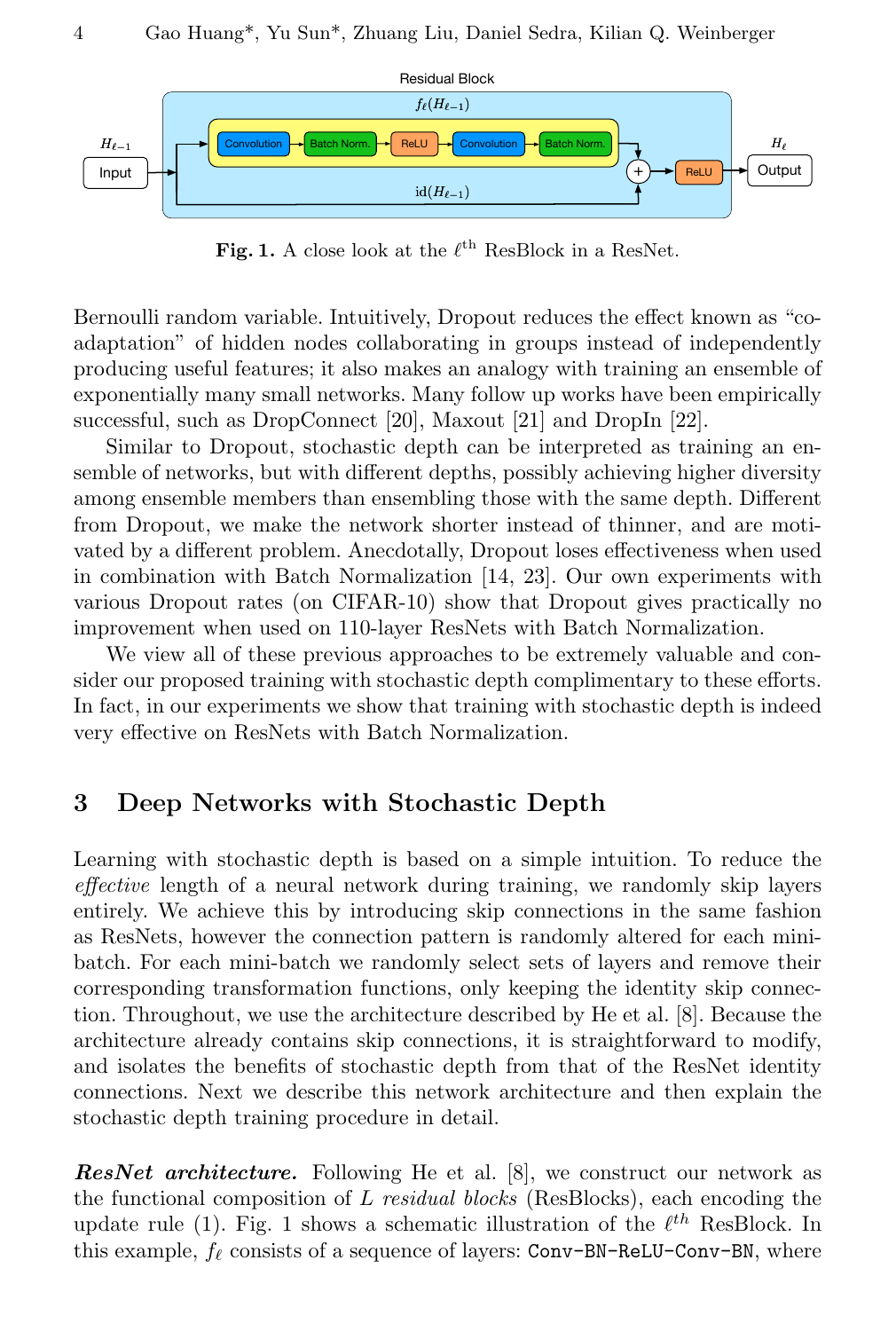Fig. 1. A close look at the $\ell^{\text{th}}$ ResBlock in a ResNet.

Bernoulli random variable. Intuitively, Dropout reduces the effect known as "co-adaptation" of hidden nodes collaborating in groups instead of independently producing useful features; it also makes an analogy with training an ensemble of exponentially many small networks. Many follow up works have been empirically successful, such as DropConnect [20], Maxout [21] and DropIn [22].

Similar to Dropout, stochastic depth can be interpreted as training an ensemble of networks, but with different depths, possibly achieving higher diversity among ensemble members than ensembling those with the same depth. Different from Dropout, we make the network shorter instead of thinner, and are motivated by a different problem. Anecdotally, Dropout loses effectiveness when used in combination with Batch Normalization [14, 23]. Our own experiments with various Dropout rates (on CIFAR-10) show that Dropout gives practically no improvement when used on 110-layer ResNets with Batch Normalization.

We view all of these previous approaches to be extremely valuable and consider our proposed training with stochastic depth complimentary to these efforts. In fact, in our experiments we show that training with stochastic depth is indeed very effective on ResNets with Batch Normalization.

## 3 Deep Networks with Stochastic Depth

Learning with stochastic depth is based on a simple intuition. To reduce the *effective* length of a neural network during training, we randomly skip layers entirely. We achieve this by introducing skip connections in the same fashion as ResNets, however the connection pattern is randomly altered for each mini-batch. For each mini-batch we randomly select sets of layers and remove their corresponding transformation functions, only keeping the identity skip connection. Throughout, we use the architecture described by He et al. [8]. Because the architecture already contains skip connections, it is straightforward to modify, and isolates the benefits of stochastic depth from that of the ResNet identity connections. Next we describe this network architecture and then explain the stochastic depth training procedure in detail.

***ResNet architecture.*** Following He et al. [8], we construct our network as the functional composition of $L$ *residual blocks* (ResBlocks), each encoding the update rule (1). Fig. 1 shows a schematic illustration of the $\ell^{th}$ ResBlock. In this example, $f_\ell$ consists of a sequence of layers: `Conv-BN-ReLU-Conv-BN`, where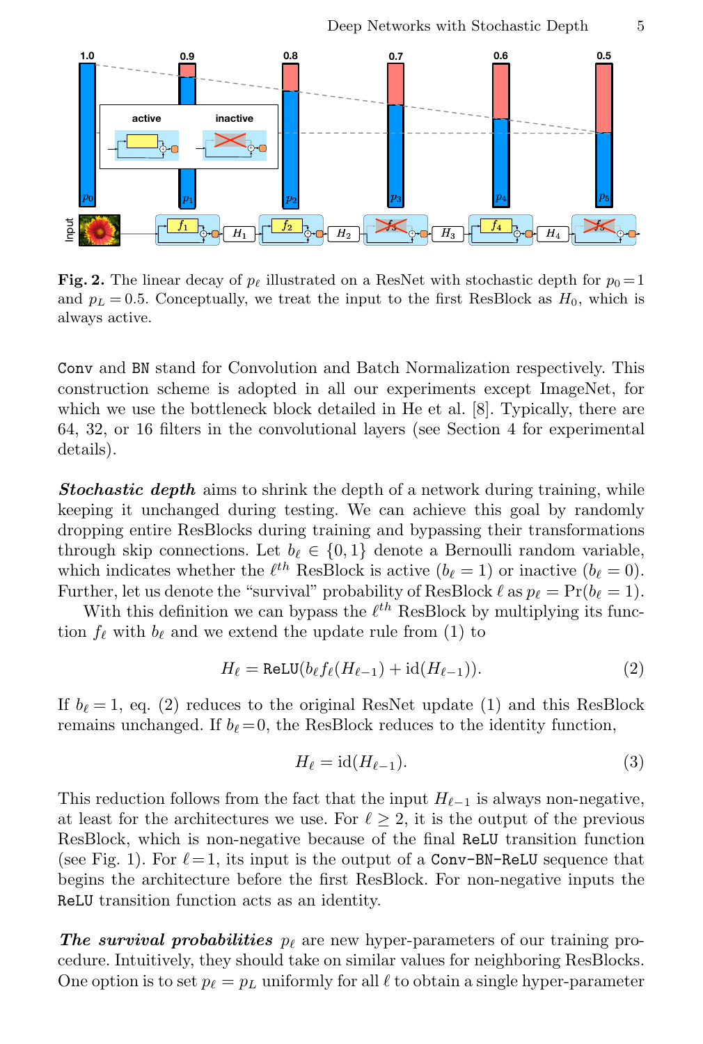**Fig. 2.** The linear decay of $p_\ell$ illustrated on a ResNet with stochastic depth for $p_0 = 1$ and $p_L = 0.5$. Conceptually, we treat the input to the first ResBlock as $H_0$, which is always active.

`Conv` and `BN` stand for Convolution and Batch Normalization respectively. This construction scheme is adopted in all our experiments except ImageNet, for which we use the bottleneck block detailed in He et al. [8]. Typically, there are 64, 32, or 16 filters in the convolutional layers (see Section 4 for experimental details).

***Stochastic depth*** aims to shrink the depth of a network during training, while keeping it unchanged during testing. We can achieve this goal by randomly dropping entire ResBlocks during training and bypassing their transformations through skip connections. Let $b_\ell \in \{0, 1\}$ denote a Bernoulli random variable, which indicates whether the $\ell^{th}$ ResBlock is active ($b_\ell = 1$) or inactive ($b_\ell = 0$). Further, let us denote the "survival" probability of ResBlock $\ell$ as $p_\ell = \Pr(b_\ell = 1)$.

With this definition we can bypass the $\ell^{th}$ ResBlock by multiplying its function $f_\ell$ with $b_\ell$ and we extend the update rule from (1) to

$$H_\ell = \texttt{ReLU}(b_\ell f_\ell(H_{\ell-1}) + \mathrm{id}(H_{\ell-1})). \tag{2}$$

If $b_\ell = 1$, eq. (2) reduces to the original ResNet update (1) and this ResBlock remains unchanged. If $b_\ell = 0$, the ResBlock reduces to the identity function,

$$H_\ell = \mathrm{id}(H_{\ell-1}). \tag{3}$$

This reduction follows from the fact that the input $H_{\ell-1}$ is always non-negative, at least for the architectures we use. For $\ell \geq 2$, it is the output of the previous ResBlock, which is non-negative because of the final `ReLU` transition function (see Fig. 1). For $\ell = 1$, its input is the output of a `Conv-BN-ReLU` sequence that begins the architecture before the first ResBlock. For non-negative inputs the `ReLU` transition function acts as an identity.

***The survival probabilities*** $p_\ell$ are new hyper-parameters of our training procedure. Intuitively, they should take on similar values for neighboring ResBlocks. One option is to set $p_\ell = p_L$ uniformly for all $\ell$ to obtain a single hyper-parameter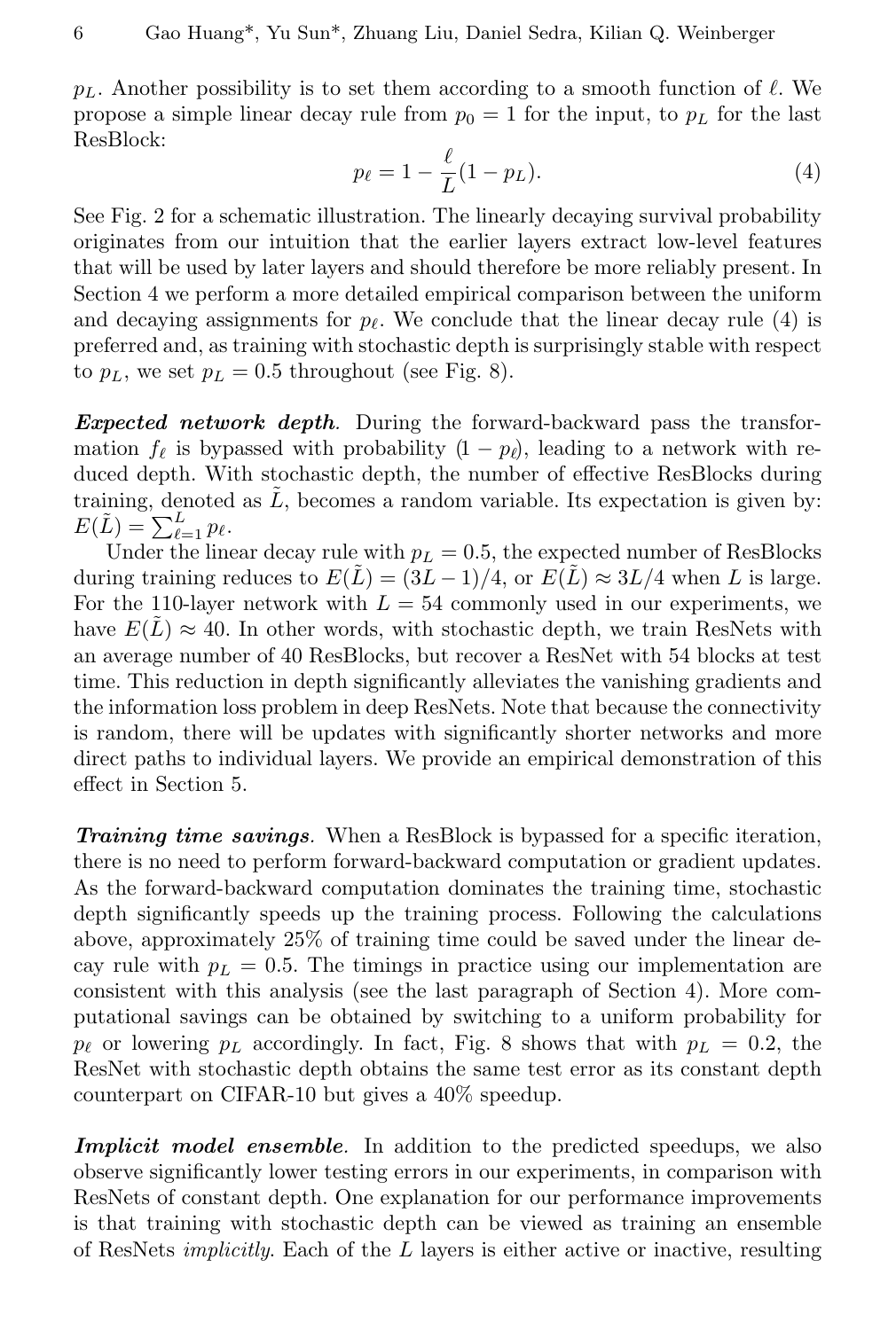$p_L$. Another possibility is to set them according to a smooth function of $\ell$. We propose a simple linear decay rule from $p_0 = 1$ for the input, to $p_L$ for the last ResBlock:

$$p_\ell = 1 - \frac{\ell}{L}(1 - p_L). \tag{4}$$

See Fig. 2 for a schematic illustration. The linearly decaying survival probability originates from our intuition that the earlier layers extract low-level features that will be used by later layers and should therefore be more reliably present. In Section 4 we perform a more detailed empirical comparison between the uniform and decaying assignments for $p_\ell$. We conclude that the linear decay rule (4) is preferred and, as training with stochastic depth is surprisingly stable with respect to $p_L$, we set $p_L = 0.5$ throughout (see Fig. 8).

***Expected network depth.*** During the forward-backward pass the transformation $f_\ell$ is bypassed with probability $(1 - p_\ell)$, leading to a network with reduced depth. With stochastic depth, the number of effective ResBlocks during training, denoted as $\tilde{L}$, becomes a random variable. Its expectation is given by: $E(\tilde{L}) = \sum_{\ell=1}^{L} p_\ell$.

Under the linear decay rule with $p_L = 0.5$, the expected number of ResBlocks during training reduces to $E(\tilde{L}) = (3L - 1)/4$, or $E(\tilde{L}) \approx 3L/4$ when $L$ is large. For the 110-layer network with $L = 54$ commonly used in our experiments, we have $E(\tilde{L}) \approx 40$. In other words, with stochastic depth, we train ResNets with an average number of 40 ResBlocks, but recover a ResNet with 54 blocks at test time. This reduction in depth significantly alleviates the vanishing gradients and the information loss problem in deep ResNets. Note that because the connectivity is random, there will be updates with significantly shorter networks and more direct paths to individual layers. We provide an empirical demonstration of this effect in Section 5.

***Training time savings.*** When a ResBlock is bypassed for a specific iteration, there is no need to perform forward-backward computation or gradient updates. As the forward-backward computation dominates the training time, stochastic depth significantly speeds up the training process. Following the calculations above, approximately 25% of training time could be saved under the linear decay rule with $p_L = 0.5$. The timings in practice using our implementation are consistent with this analysis (see the last paragraph of Section 4). More computational savings can be obtained by switching to a uniform probability for $p_\ell$ or lowering $p_L$ accordingly. In fact, Fig. 8 shows that with $p_L = 0.2$, the ResNet with stochastic depth obtains the same test error as its constant depth counterpart on CIFAR-10 but gives a 40% speedup.

***Implicit model ensemble.*** In addition to the predicted speedups, we also observe significantly lower testing errors in our experiments, in comparison with ResNets of constant depth. One explanation for our performance improvements is that training with stochastic depth can be viewed as training an ensemble of ResNets *implicitly*. Each of the $L$ layers is either active or inactive, resulting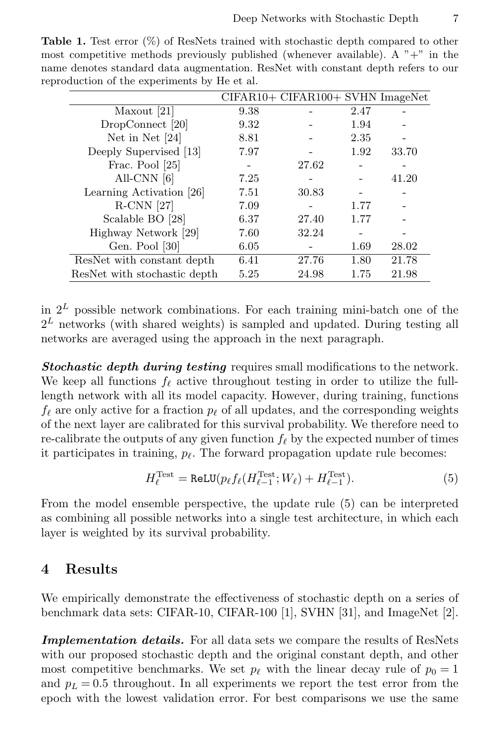**Table 1.** Test error (%) of ResNets trained with stochastic depth compared to other most competitive methods previously published (whenever available). A "+" in the name denotes standard data augmentation. ResNet with constant depth refers to our reproduction of the experiments by He et al.

| | CIFAR10+ | CIFAR100+ | SVHN | ImageNet |
|---|---|---|---|---|
| Maxout [21] | 9.38 | - | 2.47 | - |
| DropConnect [20] | 9.32 | - | 1.94 | - |
| Net in Net [24] | 8.81 | - | 2.35 | - |
| Deeply Supervised [13] | 7.97 | - | 1.92 | 33.70 |
| Frac. Pool [25] | - | 27.62 | - | - |
| All-CNN [6] | 7.25 | - | - | 41.20 |
| Learning Activation [26] | 7.51 | 30.83 | - | - |
| R-CNN [27] | 7.09 | - | 1.77 | - |
| Scalable BO [28] | 6.37 | 27.40 | 1.77 | - |
| Highway Network [29] | 7.60 | 32.24 | - | - |
| Gen. Pool [30] | 6.05 | - | 1.69 | 28.02 |
| ResNet with constant depth | 6.41 | 27.76 | 1.80 | 21.78 |
| ResNet with stochastic depth | 5.25 | 24.98 | 1.75 | 21.98 |

in $2^L$ possible network combinations. For each training mini-batch one of the $2^L$ networks (with shared weights) is sampled and updated. During testing all networks are averaged using the approach in the next paragraph.

***Stochastic depth during testing*** requires small modifications to the network. We keep all functions $f_\ell$ active throughout testing in order to utilize the full-length network with all its model capacity. However, during training, functions $f_\ell$ are only active for a fraction $p_\ell$ of all updates, and the corresponding weights of the next layer are calibrated for this survival probability. We therefore need to re-calibrate the outputs of any given function $f_\ell$ by the expected number of times it participates in training, $p_\ell$. The forward propagation update rule becomes:

$$H_\ell^{\text{Test}} = \texttt{ReLU}(p_\ell f_\ell(H_{\ell-1}^{\text{Test}}; W_\ell) + H_{\ell-1}^{\text{Test}}). \tag{5}$$

From the model ensemble perspective, the update rule (5) can be interpreted as combining all possible networks into a single test architecture, in which each layer is weighted by its survival probability.

## 4 Results

We empirically demonstrate the effectiveness of stochastic depth on a series of benchmark data sets: CIFAR-10, CIFAR-100 [1], SVHN [31], and ImageNet [2].

***Implementation details.*** For all data sets we compare the results of ResNets with our proposed stochastic depth and the original constant depth, and other most competitive benchmarks. We set $p_\ell$ with the linear decay rule of $p_0 = 1$ and $p_L = 0.5$ throughout. In all experiments we report the test error from the epoch with the lowest validation error. For best comparisons we use the same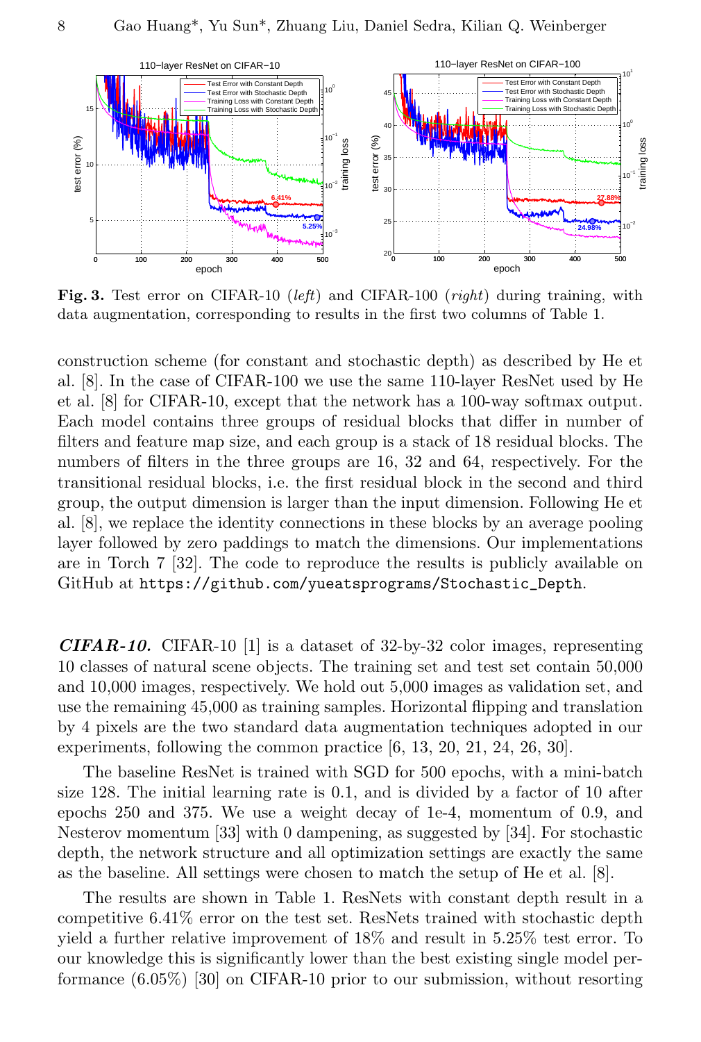**Fig. 3.** Test error on CIFAR-10 (*left*) and CIFAR-100 (*right*) during training, with data augmentation, corresponding to results in the first two columns of Table 1.

construction scheme (for constant and stochastic depth) as described by He et al. [8]. In the case of CIFAR-100 we use the same 110-layer ResNet used by He et al. [8] for CIFAR-10, except that the network has a 100-way softmax output. Each model contains three groups of residual blocks that differ in number of filters and feature map size, and each group is a stack of 18 residual blocks. The numbers of filters in the three groups are 16, 32 and 64, respectively. For the transitional residual blocks, i.e. the first residual block in the second and third group, the output dimension is larger than the input dimension. Following He et al. [8], we replace the identity connections in these blocks by an average pooling layer followed by zero paddings to match the dimensions. Our implementations are in Torch 7 [32]. The code to reproduce the results is publicly available on GitHub at `https://github.com/yueatsprograms/Stochastic_Depth`.

***CIFAR-10.*** CIFAR-10 [1] is a dataset of 32-by-32 color images, representing 10 classes of natural scene objects. The training set and test set contain 50,000 and 10,000 images, respectively. We hold out 5,000 images as validation set, and use the remaining 45,000 as training samples. Horizontal flipping and translation by 4 pixels are the two standard data augmentation techniques adopted in our experiments, following the common practice [6, 13, 20, 21, 24, 26, 30].

The baseline ResNet is trained with SGD for 500 epochs, with a mini-batch size 128. The initial learning rate is 0.1, and is divided by a factor of 10 after epochs 250 and 375. We use a weight decay of 1e-4, momentum of 0.9, and Nesterov momentum [33] with 0 dampening, as suggested by [34]. For stochastic depth, the network structure and all optimization settings are exactly the same as the baseline. All settings were chosen to match the setup of He et al. [8].

The results are shown in Table 1. ResNets with constant depth result in a competitive 6.41% error on the test set. ResNets trained with stochastic depth yield a further relative improvement of 18% and result in 5.25% test error. To our knowledge this is significantly lower than the best existing single model performance (6.05%) [30] on CIFAR-10 prior to our submission, without resorting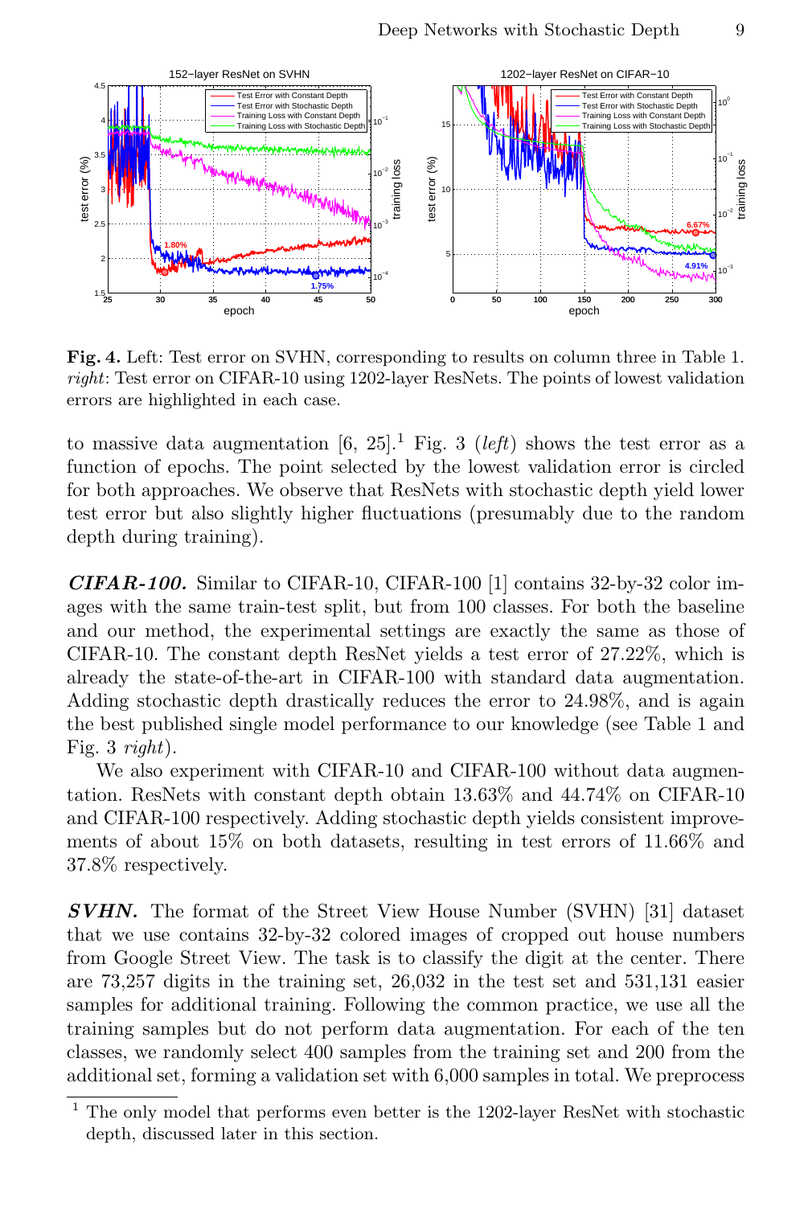**Fig. 4.** Left: Test error on SVHN, corresponding to results on column three in Table 1. *right*: Test error on CIFAR-10 using 1202-layer ResNets. The points of lowest validation errors are highlighted in each case.

to massive data augmentation [6, 25].[1] Fig. 3 (*left*) shows the test error as a function of epochs. The point selected by the lowest validation error is circled for both approaches. We observe that ResNets with stochastic depth yield lower test error but also slightly higher fluctuations (presumably due to the random depth during training).

***CIFAR-100.*** Similar to CIFAR-10, CIFAR-100 [1] contains 32-by-32 color images with the same train-test split, but from 100 classes. For both the baseline and our method, the experimental settings are exactly the same as those of CIFAR-10. The constant depth ResNet yields a test error of 27.22%, which is already the state-of-the-art in CIFAR-100 with standard data augmentation. Adding stochastic depth drastically reduces the error to 24.98%, and is again the best published single model performance to our knowledge (see Table 1 and Fig. 3 *right*).

We also experiment with CIFAR-10 and CIFAR-100 without data augmentation. ResNets with constant depth obtain 13.63% and 44.74% on CIFAR-10 and CIFAR-100 respectively. Adding stochastic depth yields consistent improvements of about 15% on both datasets, resulting in test errors of 11.66% and 37.8% respectively.

***SVHN.*** The format of the Street View House Number (SVHN) [31] dataset that we use contains 32-by-32 colored images of cropped out house numbers from Google Street View. The task is to classify the digit at the center. There are 73,257 digits in the training set, 26,032 in the test set and 531,131 easier samples for additional training. Following the common practice, we use all the training samples but do not perform data augmentation. For each of the ten classes, we randomly select 400 samples from the training set and 200 from the additional set, forming a validation set with 6,000 samples in total. We preprocess

[1] The only model that performs even better is the 1202-layer ResNet with stochastic depth, discussed later in this section.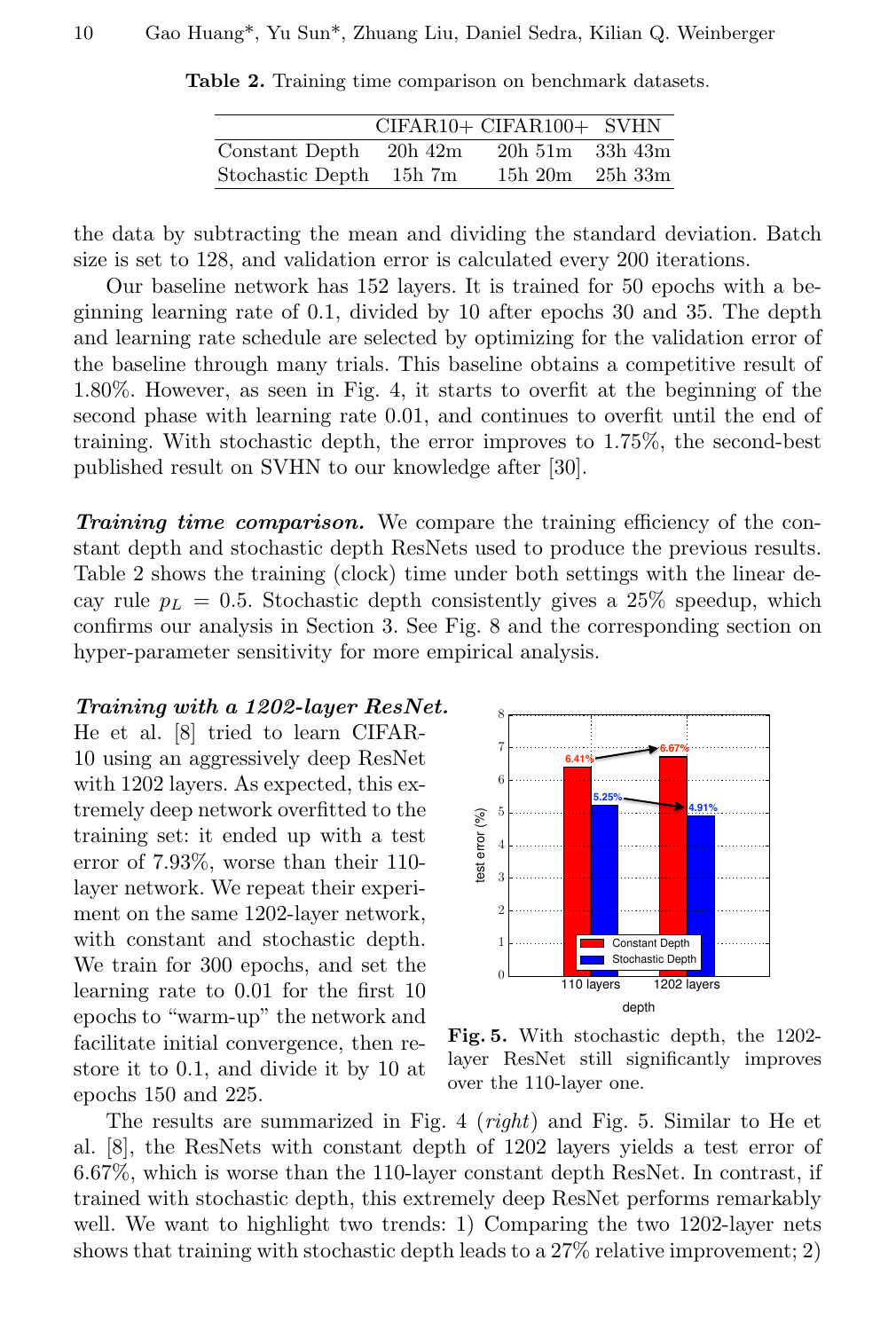**Table 2.** Training time comparison on benchmark datasets.

| | CIFAR10+ | CIFAR100+ | SVHN |
|---|---|---|---|
| Constant Depth | 20h 42m | 20h 51m | 33h 43m |
| Stochastic Depth | 15h 7m | 15h 20m | 25h 33m |

the data by subtracting the mean and dividing the standard deviation. Batch size is set to 128, and validation error is calculated every 200 iterations.

Our baseline network has 152 layers. It is trained for 50 epochs with a beginning learning rate of 0.1, divided by 10 after epochs 30 and 35. The depth and learning rate schedule are selected by optimizing for the validation error of the baseline through many trials. This baseline obtains a competitive result of 1.80%. However, as seen in Fig. 4, it starts to overfit at the beginning of the second phase with learning rate 0.01, and continues to overfit until the end of training. With stochastic depth, the error improves to 1.75%, the second-best published result on SVHN to our knowledge after [30].

***Training time comparison.*** We compare the training efficiency of the constant depth and stochastic depth ResNets used to produce the previous results. Table 2 shows the training (clock) time under both settings with the linear decay rule $p_L = 0.5$. Stochastic depth consistently gives a 25% speedup, which confirms our analysis in Section 3. See Fig. 8 and the corresponding section on hyper-parameter sensitivity for more empirical analysis.

***Training with a 1202-layer ResNet.*** He et al. [8] tried to learn CIFAR-10 using an aggressively deep ResNet with 1202 layers. As expected, this extremely deep network overfitted to the training set: it ended up with a test error of 7.93%, worse than their 110-layer network. We repeat their experiment on the same 1202-layer network, with constant and stochastic depth. We train for 300 epochs, and set the learning rate to 0.01 for the first 10 epochs to "warm-up" the network and facilitate initial convergence, then restore it to 0.1, and divide it by 10 at epochs 150 and 225.

**Fig. 5.** With stochastic depth, the 1202-layer ResNet still significantly improves over the 110-layer one.

The results are summarized in Fig. 4 (*right*) and Fig. 5. Similar to He et al. [8], the ResNets with constant depth of 1202 layers yields a test error of 6.67%, which is worse than the 110-layer constant depth ResNet. In contrast, if trained with stochastic depth, this extremely deep ResNet performs remarkably well. We want to highlight two trends: 1) Comparing the two 1202-layer nets shows that training with stochastic depth leads to a 27% relative improvement; 2)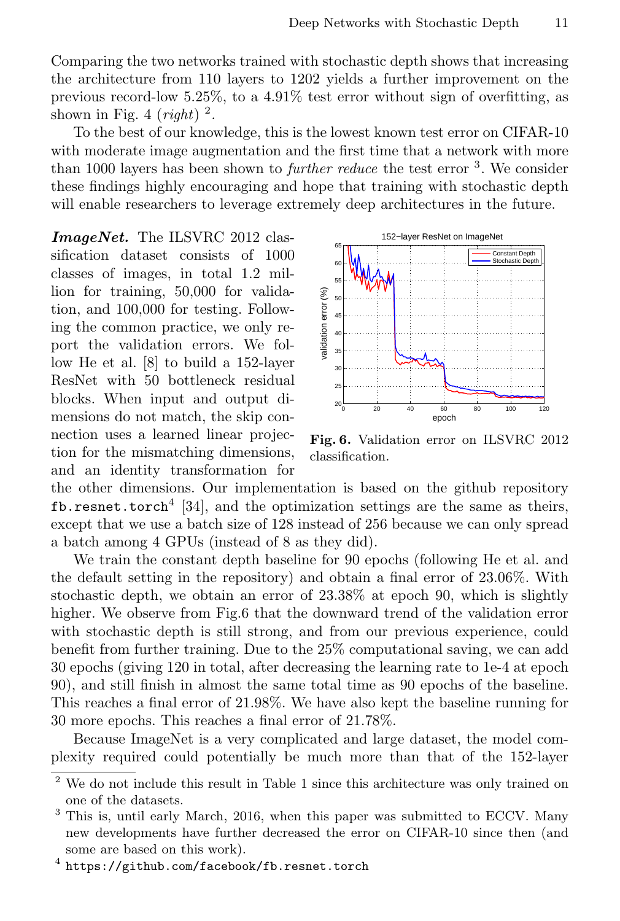Comparing the two networks trained with stochastic depth shows that increasing the architecture from 110 layers to 1202 yields a further improvement on the previous record-low 5.25%, to a 4.91% test error without sign of overfitting, as shown in Fig. 4 (*right*) [2].

To the best of our knowledge, this is the lowest known test error on CIFAR-10 with moderate image augmentation and the first time that a network with more than 1000 layers has been shown to *further reduce* the test error [3]. We consider these findings highly encouraging and hope that training with stochastic depth will enable researchers to leverage extremely deep architectures in the future.

***ImageNet.*** The ILSVRC 2012 classification dataset consists of 1000 classes of images, in total 1.2 million for training, 50,000 for validation, and 100,000 for testing. Following the common practice, we only report the validation errors. We follow He et al. [8] to build a 152-layer ResNet with 50 bottleneck residual blocks. When input and output dimensions do not match, the skip connection uses a learned linear projection for the mismatching dimensions, and an identity transformation for the other dimensions. Our implementation is based on the github repository `fb.resnet.torch`[4] [34], and the optimization settings are the same as theirs, except that we use a batch size of 128 instead of 256 because we can only spread a batch among 4 GPUs (instead of 8 as they did).

**Fig. 6.** Validation error on ILSVRC 2012 classification.

We train the constant depth baseline for 90 epochs (following He et al. and the default setting in the repository) and obtain a final error of 23.06%. With stochastic depth, we obtain an error of 23.38% at epoch 90, which is slightly higher. We observe from Fig.6 that the downward trend of the validation error with stochastic depth is still strong, and from our previous experience, could benefit from further training. Due to the 25% computational saving, we can add 30 epochs (giving 120 in total, after decreasing the learning rate to 1e-4 at epoch 90), and still finish in almost the same total time as 90 epochs of the baseline. This reaches a final error of 21.98%. We have also kept the baseline running for 30 more epochs. This reaches a final error of 21.78%.

Because ImageNet is a very complicated and large dataset, the model complexity required could potentially be much more than that of the 152-layer

---

[2] We do not include this result in Table 1 since this architecture was only trained on one of the datasets.

[3] This is, until early March, 2016, when this paper was submitted to ECCV. Many new developments have further decreased the error on CIFAR-10 since then (and some are based on this work).

[4] `https://github.com/facebook/fb.resnet.torch`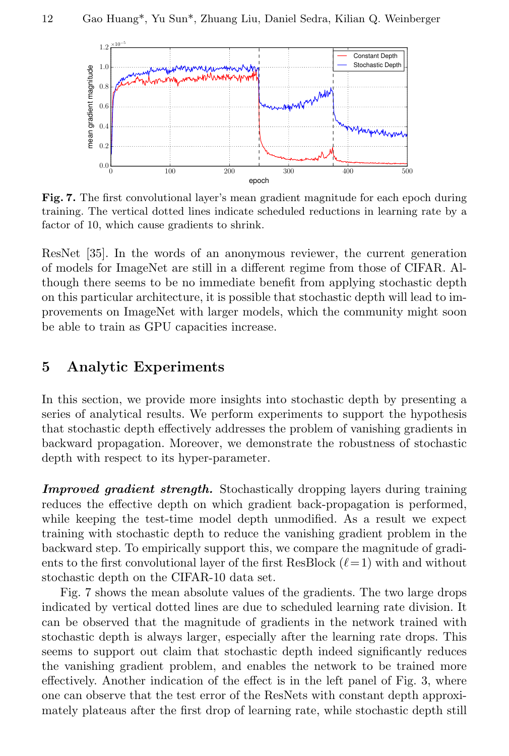**Fig. 7.** The first convolutional layer's mean gradient magnitude for each epoch during training. The vertical dotted lines indicate scheduled reductions in learning rate by a factor of 10, which cause gradients to shrink.

ResNet [35]. In the words of an anonymous reviewer, the current generation of models for ImageNet are still in a different regime from those of CIFAR. Although there seems to be no immediate benefit from applying stochastic depth on this particular architecture, it is possible that stochastic depth will lead to improvements on ImageNet with larger models, which the community might soon be able to train as GPU capacities increase.

## 5 Analytic Experiments

In this section, we provide more insights into stochastic depth by presenting a series of analytical results. We perform experiments to support the hypothesis that stochastic depth effectively addresses the problem of vanishing gradients in backward propagation. Moreover, we demonstrate the robustness of stochastic depth with respect to its hyper-parameter.

***Improved gradient strength.*** Stochastically dropping layers during training reduces the effective depth on which gradient back-propagation is performed, while keeping the test-time model depth unmodified. As a result we expect training with stochastic depth to reduce the vanishing gradient problem in the backward step. To empirically support this, we compare the magnitude of gradients to the first convolutional layer of the first ResBlock ($\ell = 1$) with and without stochastic depth on the CIFAR-10 data set.

Fig. 7 shows the mean absolute values of the gradients. The two large drops indicated by vertical dotted lines are due to scheduled learning rate division. It can be observed that the magnitude of gradients in the network trained with stochastic depth is always larger, especially after the learning rate drops. This seems to support out claim that stochastic depth indeed significantly reduces the vanishing gradient problem, and enables the network to be trained more effectively. Another indication of the effect is in the left panel of Fig. 3, where one can observe that the test error of the ResNets with constant depth approximately plateaus after the first drop of learning rate, while stochastic depth still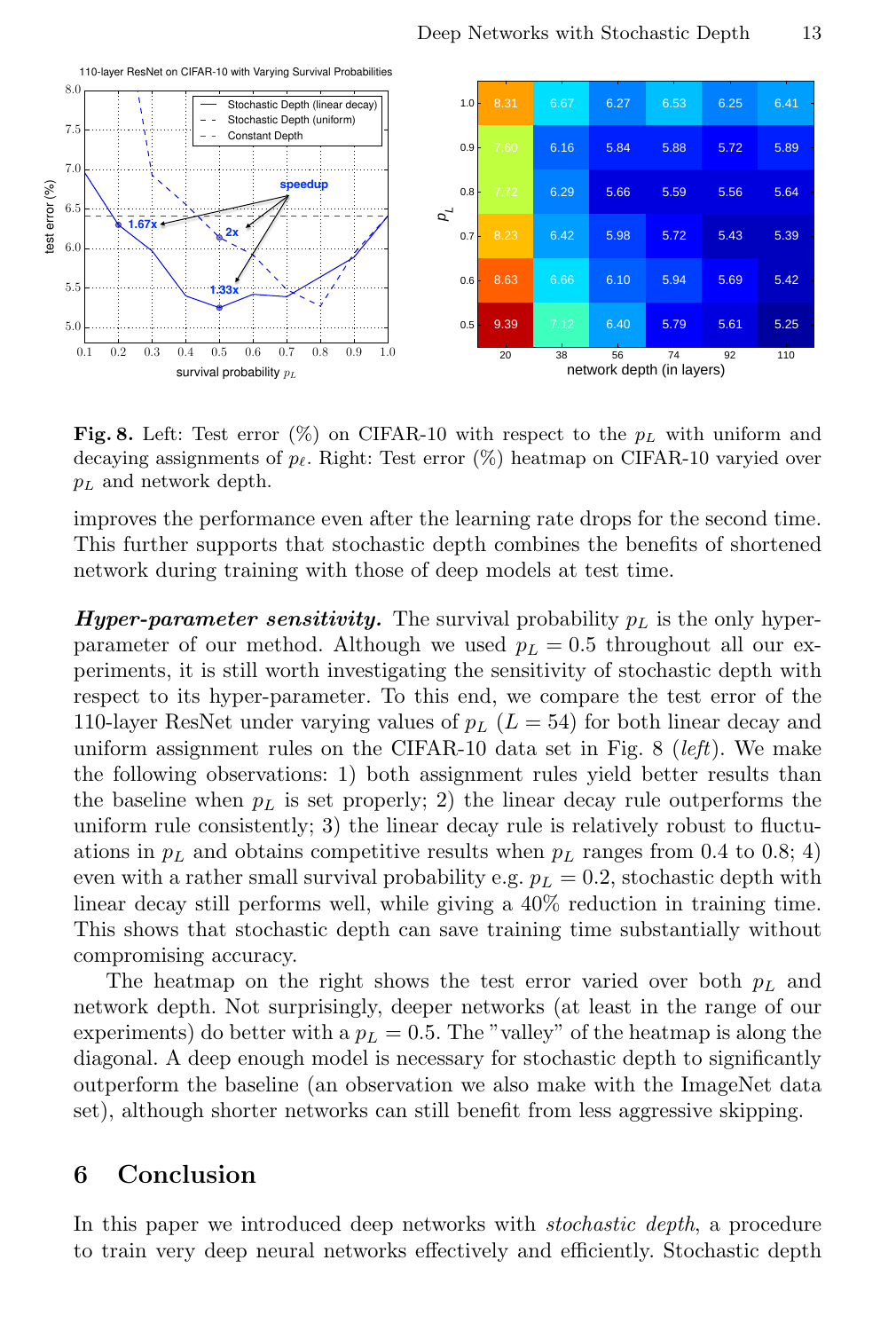**Fig. 8.** Left: Test error (%) on CIFAR-10 with respect to the $p_L$ with uniform and decaying assignments of $p_\ell$. Right: Test error (%) heatmap on CIFAR-10 varyied over $p_L$ and network depth.

improves the performance even after the learning rate drops for the second time. This further supports that stochastic depth combines the benefits of shortened network during training with those of deep models at test time.

***Hyper-parameter sensitivity.*** The survival probability $p_L$ is the only hyper-parameter of our method. Although we used $p_L = 0.5$ throughout all our experiments, it is still worth investigating the sensitivity of stochastic depth with respect to its hyper-parameter. To this end, we compare the test error of the 110-layer ResNet under varying values of $p_L$ ($L = 54$) for both linear decay and uniform assignment rules on the CIFAR-10 data set in Fig. 8 (*left*). We make the following observations: 1) both assignment rules yield better results than the baseline when $p_L$ is set properly; 2) the linear decay rule outperforms the uniform rule consistently; 3) the linear decay rule is relatively robust to fluctuations in $p_L$ and obtains competitive results when $p_L$ ranges from 0.4 to 0.8; 4) even with a rather small survival probability e.g. $p_L = 0.2$, stochastic depth with linear decay still performs well, while giving a 40% reduction in training time. This shows that stochastic depth can save training time substantially without compromising accuracy.

The heatmap on the right shows the test error varied over both $p_L$ and network depth. Not surprisingly, deeper networks (at least in the range of our experiments) do better with a $p_L = 0.5$. The "valley" of the heatmap is along the diagonal. A deep enough model is necessary for stochastic depth to significantly outperform the baseline (an observation we also make with the ImageNet data set), although shorter networks can still benefit from less aggressive skipping.

## 6 Conclusion

In this paper we introduced deep networks with *stochastic depth*, a procedure to train very deep neural networks effectively and efficiently. Stochastic depth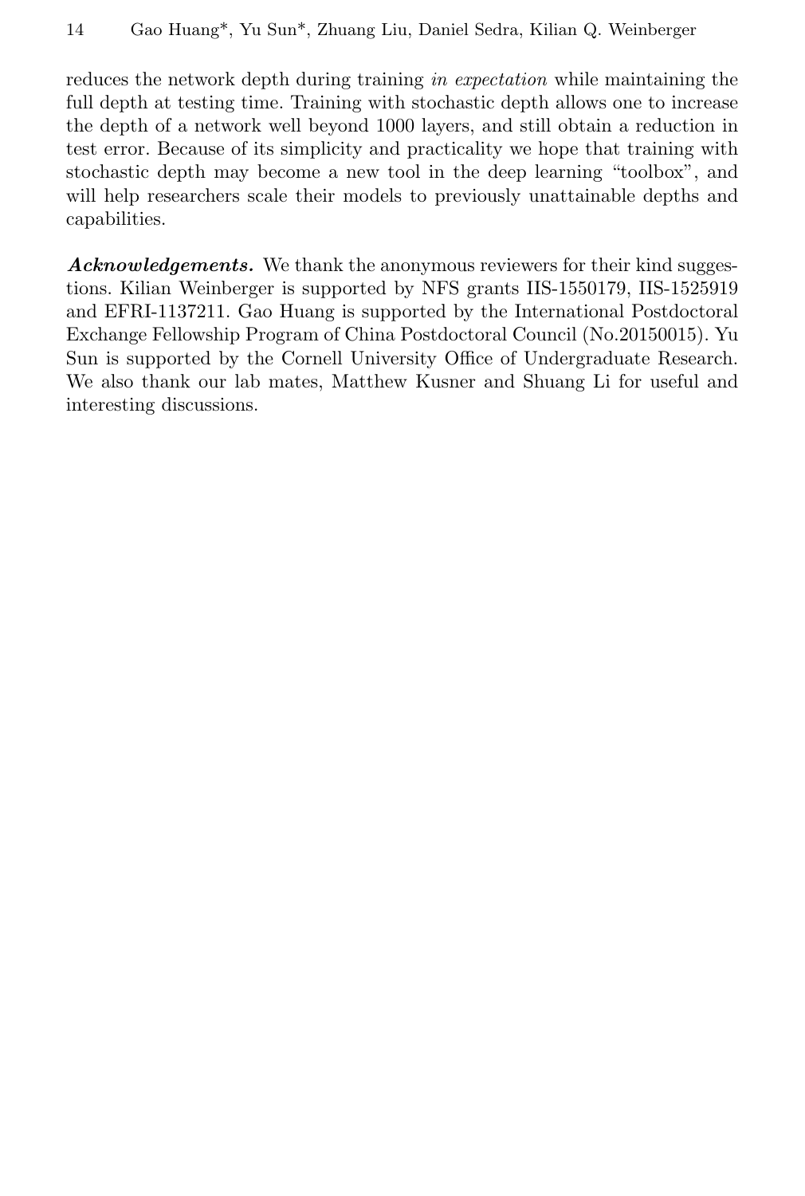reduces the network depth during training *in expectation* while maintaining the full depth at testing time. Training with stochastic depth allows one to increase the depth of a network well beyond 1000 layers, and still obtain a reduction in test error. Because of its simplicity and practicality we hope that training with stochastic depth may become a new tool in the deep learning “toolbox”, and will help researchers scale their models to previously unattainable depths and capabilities.

***Acknowledgements.*** We thank the anonymous reviewers for their kind suggestions. Kilian Weinberger is supported by NFS grants IIS-1550179, IIS-1525919 and EFRI-1137211. Gao Huang is supported by the International Postdoctoral Exchange Fellowship Program of China Postdoctoral Council (No.20150015). Yu Sun is supported by the Cornell University Office of Undergraduate Research. We also thank our lab mates, Matthew Kusner and Shuang Li for useful and interesting discussions.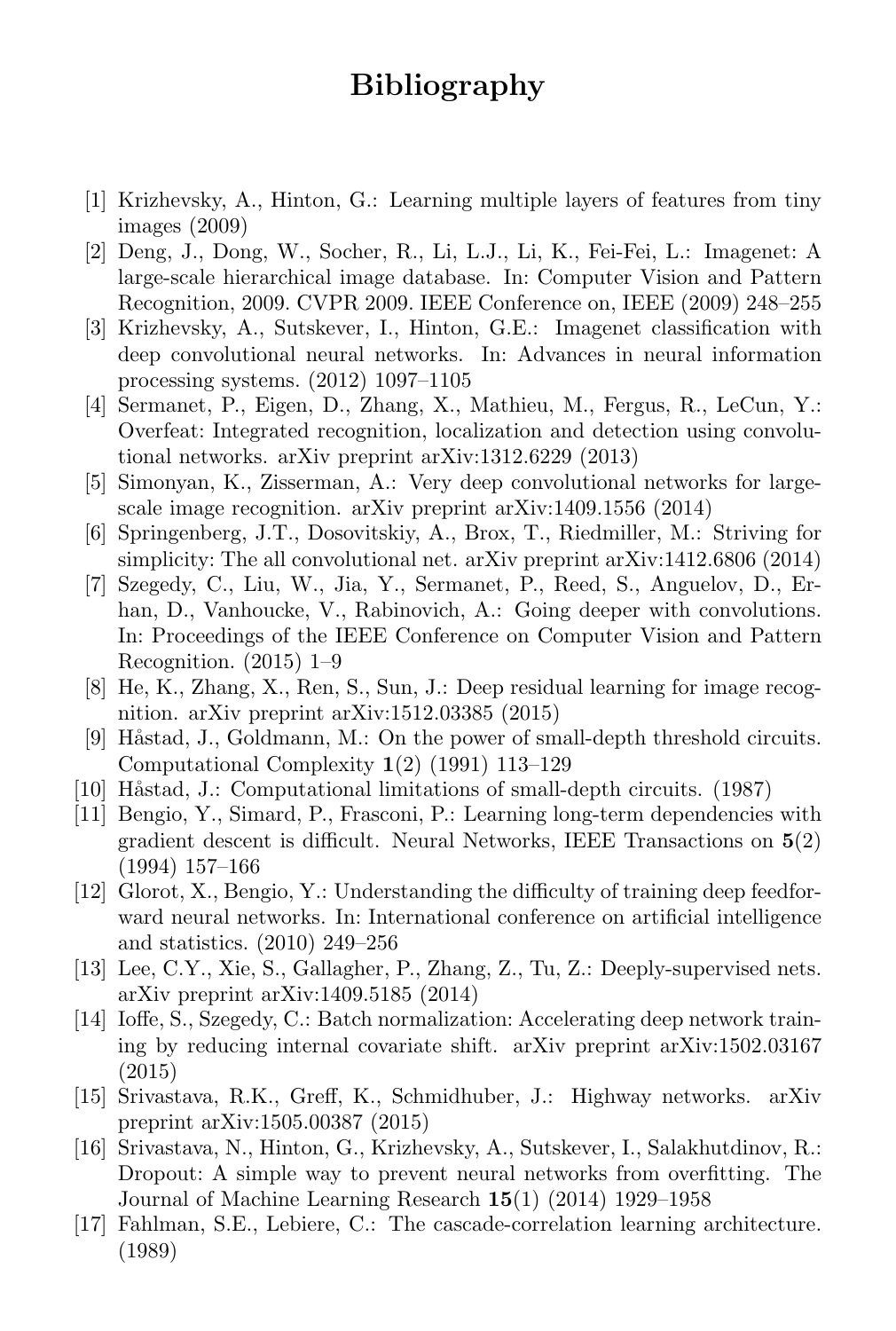# Bibliography

[1] Krizhevsky, A., Hinton, G.: Learning multiple layers of features from tiny images (2009)

[2] Deng, J., Dong, W., Socher, R., Li, L.J., Li, K., Fei-Fei, L.: Imagenet: A large-scale hierarchical image database. In: Computer Vision and Pattern Recognition, 2009. CVPR 2009. IEEE Conference on, IEEE (2009) 248–255

[3] Krizhevsky, A., Sutskever, I., Hinton, G.E.: Imagenet classification with deep convolutional neural networks. In: Advances in neural information processing systems. (2012) 1097–1105

[4] Sermanet, P., Eigen, D., Zhang, X., Mathieu, M., Fergus, R., LeCun, Y.: Overfeat: Integrated recognition, localization and detection using convolutional networks. arXiv preprint arXiv:1312.6229 (2013)

[5] Simonyan, K., Zisserman, A.: Very deep convolutional networks for large-scale image recognition. arXiv preprint arXiv:1409.1556 (2014)

[6] Springenberg, J.T., Dosovitskiy, A., Brox, T., Riedmiller, M.: Striving for simplicity: The all convolutional net. arXiv preprint arXiv:1412.6806 (2014)

[7] Szegedy, C., Liu, W., Jia, Y., Sermanet, P., Reed, S., Anguelov, D., Erhan, D., Vanhoucke, V., Rabinovich, A.: Going deeper with convolutions. In: Proceedings of the IEEE Conference on Computer Vision and Pattern Recognition. (2015) 1–9

[8] He, K., Zhang, X., Ren, S., Sun, J.: Deep residual learning for image recognition. arXiv preprint arXiv:1512.03385 (2015)

[9] Håstad, J., Goldmann, M.: On the power of small-depth threshold circuits. Computational Complexity **1**(2) (1991) 113–129

[10] Håstad, J.: Computational limitations of small-depth circuits. (1987)

[11] Bengio, Y., Simard, P., Frasconi, P.: Learning long-term dependencies with gradient descent is difficult. Neural Networks, IEEE Transactions on **5**(2) (1994) 157–166

[12] Glorot, X., Bengio, Y.: Understanding the difficulty of training deep feedforward neural networks. In: International conference on artificial intelligence and statistics. (2010) 249–256

[13] Lee, C.Y., Xie, S., Gallagher, P., Zhang, Z., Tu, Z.: Deeply-supervised nets. arXiv preprint arXiv:1409.5185 (2014)

[14] Ioffe, S., Szegedy, C.: Batch normalization: Accelerating deep network training by reducing internal covariate shift. arXiv preprint arXiv:1502.03167 (2015)

[15] Srivastava, R.K., Greff, K., Schmidhuber, J.: Highway networks. arXiv preprint arXiv:1505.00387 (2015)

[16] Srivastava, N., Hinton, G., Krizhevsky, A., Sutskever, I., Salakhutdinov, R.: Dropout: A simple way to prevent neural networks from overfitting. The Journal of Machine Learning Research **15**(1) (2014) 1929–1958

[17] Fahlman, S.E., Lebiere, C.: The cascade-correlation learning architecture. (1989)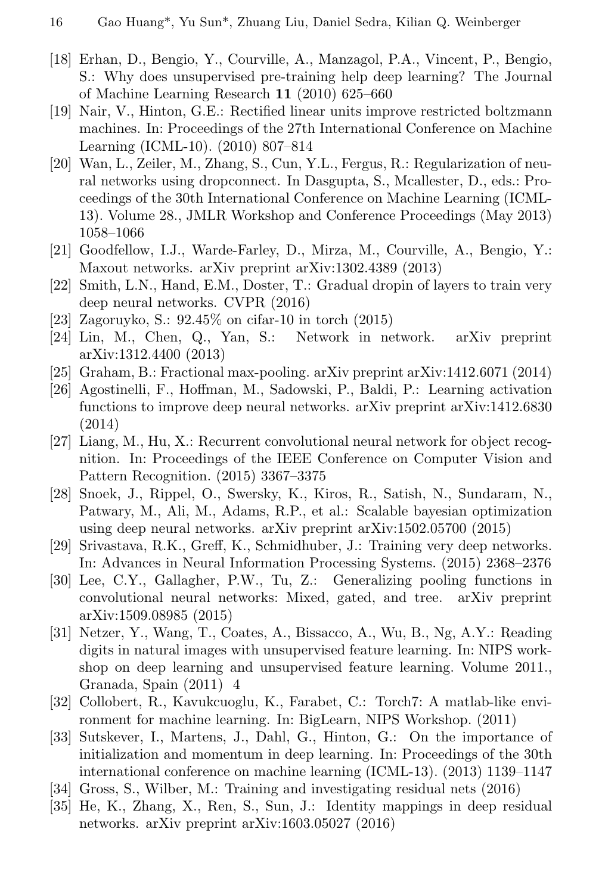[18] Erhan, D., Bengio, Y., Courville, A., Manzagol, P.A., Vincent, P., Bengio, S.: Why does unsupervised pre-training help deep learning? The Journal of Machine Learning Research **11** (2010) 625–660

[19] Nair, V., Hinton, G.E.: Rectified linear units improve restricted boltzmann machines. In: Proceedings of the 27th International Conference on Machine Learning (ICML-10). (2010) 807–814

[20] Wan, L., Zeiler, M., Zhang, S., Cun, Y.L., Fergus, R.: Regularization of neural networks using dropconnect. In Dasgupta, S., Mcallester, D., eds.: Proceedings of the 30th International Conference on Machine Learning (ICML-13). Volume 28., JMLR Workshop and Conference Proceedings (May 2013) 1058–1066

[21] Goodfellow, I.J., Warde-Farley, D., Mirza, M., Courville, A., Bengio, Y.: Maxout networks. arXiv preprint arXiv:1302.4389 (2013)

[22] Smith, L.N., Hand, E.M., Doster, T.: Gradual dropin of layers to train very deep neural networks. CVPR (2016)

[23] Zagoruyko, S.: 92.45% on cifar-10 in torch (2015)

[24] Lin, M., Chen, Q., Yan, S.: Network in network. arXiv preprint arXiv:1312.4400 (2013)

[25] Graham, B.: Fractional max-pooling. arXiv preprint arXiv:1412.6071 (2014)

[26] Agostinelli, F., Hoffman, M., Sadowski, P., Baldi, P.: Learning activation functions to improve deep neural networks. arXiv preprint arXiv:1412.6830 (2014)

[27] Liang, M., Hu, X.: Recurrent convolutional neural network for object recognition. In: Proceedings of the IEEE Conference on Computer Vision and Pattern Recognition. (2015) 3367–3375

[28] Snoek, J., Rippel, O., Swersky, K., Kiros, R., Satish, N., Sundaram, N., Patwary, M., Ali, M., Adams, R.P., et al.: Scalable bayesian optimization using deep neural networks. arXiv preprint arXiv:1502.05700 (2015)

[29] Srivastava, R.K., Greff, K., Schmidhuber, J.: Training very deep networks. In: Advances in Neural Information Processing Systems. (2015) 2368–2376

[30] Lee, C.Y., Gallagher, P.W., Tu, Z.: Generalizing pooling functions in convolutional neural networks: Mixed, gated, and tree. arXiv preprint arXiv:1509.08985 (2015)

[31] Netzer, Y., Wang, T., Coates, A., Bissacco, A., Wu, B., Ng, A.Y.: Reading digits in natural images with unsupervised feature learning. In: NIPS workshop on deep learning and unsupervised feature learning. Volume 2011., Granada, Spain (2011) 4

[32] Collobert, R., Kavukcuoglu, K., Farabet, C.: Torch7: A matlab-like environment for machine learning. In: BigLearn, NIPS Workshop. (2011)

[33] Sutskever, I., Martens, J., Dahl, G., Hinton, G.: On the importance of initialization and momentum in deep learning. In: Proceedings of the 30th international conference on machine learning (ICML-13). (2013) 1139–1147

[34] Gross, S., Wilber, M.: Training and investigating residual nets (2016)

[35] He, K., Zhang, X., Ren, S., Sun, J.: Identity mappings in deep residual networks. arXiv preprint arXiv:1603.05027 (2016)